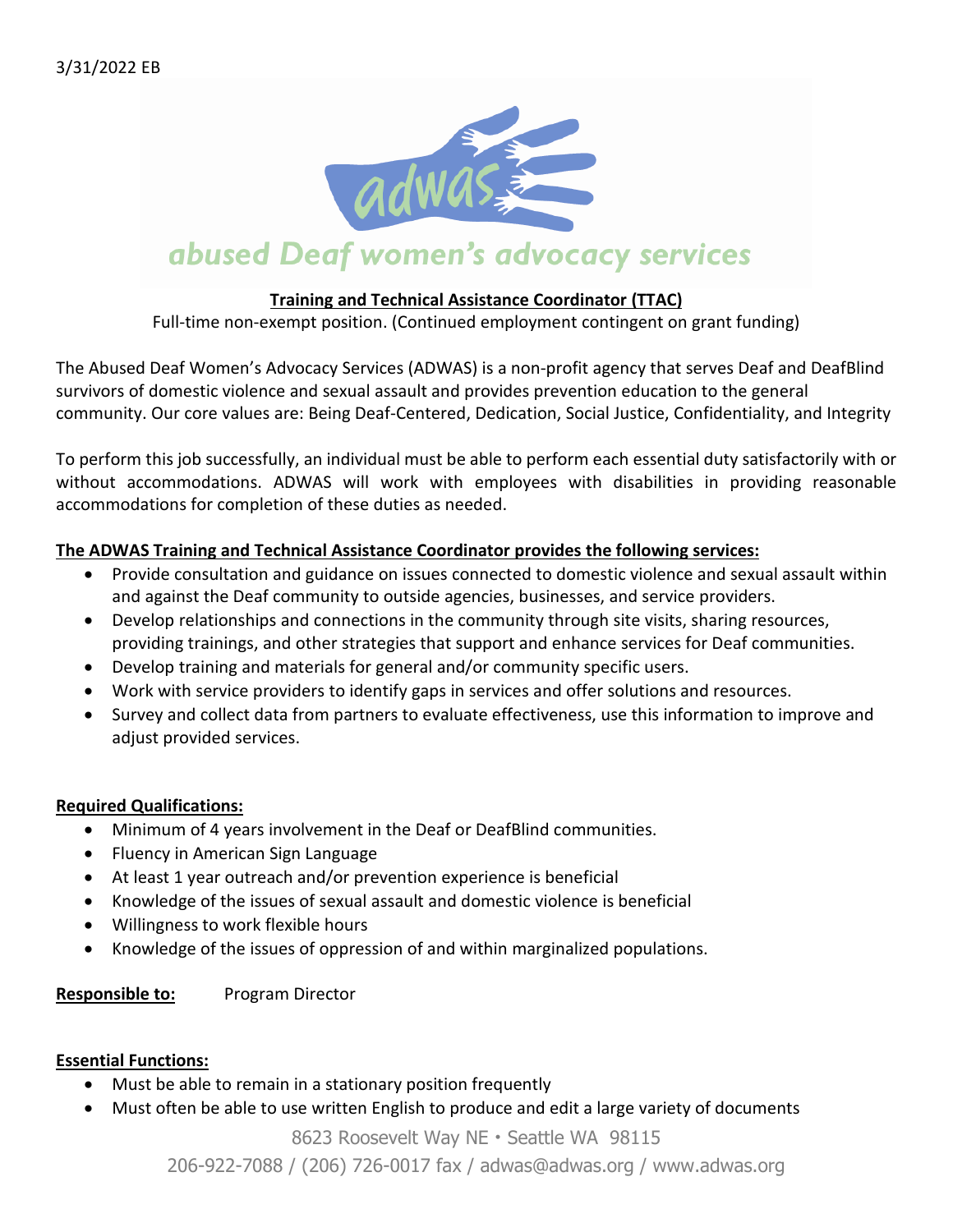3/31/2022 EB

adwas

abused Deaf women's advocacy services

## Training and Technical Assistance Coordinator (TTAC)

Full-time non-exempt position. (Continued employment contingent on grant funding)

The Abused Deaf Women's Advocacy Services (ADWAS) is a non-profit agency that serves Deaf and DeafBlind survivors of domestic violence and sexual assault and provides prevention education to the general community. Our core values are: Being Deaf-Centered, Dedication, Social Justice, Confidentiality, and Integrity

To perform this job successfully, an individual must be able to perform each essential duty satisfactorily with or without accommodations. ADWAS will work with employees with disabilities in providing reasonable accommodations for completion of these duties as needed.

**The ADWAS Training and Technical Assistance Coordinator provides the following services:**

- Provide consultation and guidance on issues connected to domestic violence and sexual assault within and against the Deaf community to outside agencies, businesses, and service providers.
- Develop relationships and connections in the community through site visits, sharing resources, providing trainings, and other strategies that support and enhance services for Deaf communities.
- Develop training and materials for general and/or community specific users.
- Work with service providers to identify gaps in services and offer solutions and resources.
- Survey and collect data from partners to evaluate effectiveness, use this information to improve and adjust provided services.

**Required Qualifications:**

- Minimum of 4 years involvement in the Deaf or DeafBlind communities.
- Fluency in American Sign Language
- At least 1 year outreach and/or prevention experience is beneficial
- Knowledge of the issues of sexual assault and domestic violence is beneficial
- Willingness to work flexible hours
- Knowledge of the issues of oppression of and within marginalized populations.

**Responsible to:** Program Director

**Essential Functions:**

- Must be able to remain in a stationary position frequently
- Must often be able to use written English to produce and edit a large variety of documents

8623 Roosevelt Way NE • Seattle WA 98115

206-922-7088 / (206) 726-0017 fax / adwas@adwas.org / www.adwas.org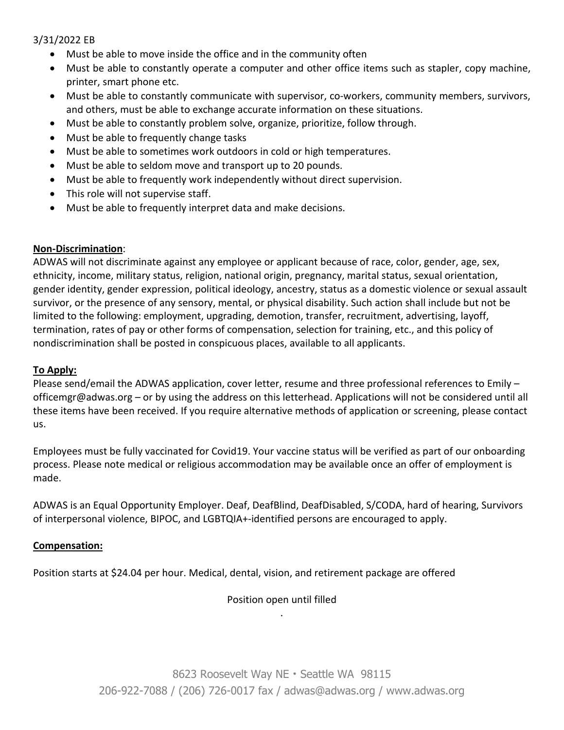3/31/2022 EB

- Must be able to move inside the office and in the community often
- Must be able to constantly operate a computer and other office items such as stapler, copy machine, printer, smart phone etc.
- Must be able to constantly communicate with supervisor, co-workers, community members, survivors, and others, must be able to exchange accurate information on these situations.
- Must be able to constantly problem solve, organize, prioritize, follow through.
- Must be able to frequently change tasks
- Must be able to sometimes work outdoors in cold or high temperatures.
- Must be able to seldom move and transport up to 20 pounds.
- Must be able to frequently work independently without direct supervision.
- This role will not supervise staff.
- Must be able to frequently interpret data and make decisions.

**Non-Discrimination**:

ADWAS will not discriminate against any employee or applicant because of race, color, gender, age, sex, ethnicity, income, military status, religion, national origin, pregnancy, marital status, sexual orientation, gender identity, gender expression, political ideology, ancestry, status as a domestic violence or sexual assault survivor, or the presence of any sensory, mental, or physical disability. Such action shall include but not be limited to the following: employment, upgrading, demotion, transfer, recruitment, advertising, layoff, termination, rates of pay or other forms of compensation, selection for training, etc., and this policy of nondiscrimination shall be posted in conspicuous places, available to all applicants.

**To Apply:**

Please send/email the ADWAS application, cover letter, resume and three professional references to Emily – officemgr@adwas.org – or by using the address on this letterhead. Applications will not be considered until all these items have been received. If you require alternative methods of application or screening, please contact us.

Employees must be fully vaccinated for Covid19. Your vaccine status will be verified as part of our onboarding process. Please note medical or religious accommodation may be available once an offer of employment is made.

ADWAS is an Equal Opportunity Employer. Deaf, DeafBlind, DeafDisabled, S/CODA, hard of hearing, Survivors of interpersonal violence, BIPOC, and LGBTQIA+-identified persons are encouraged to apply.

**Compensation:**

Position starts at $24.04 per hour. Medical, dental, vision, and retirement package are offered

Position open until filled

8623 Roosevelt Way NE • Seattle WA 98115
206-922-7088 / (206) 726-0017 fax / adwas@adwas.org / www.adwas.org